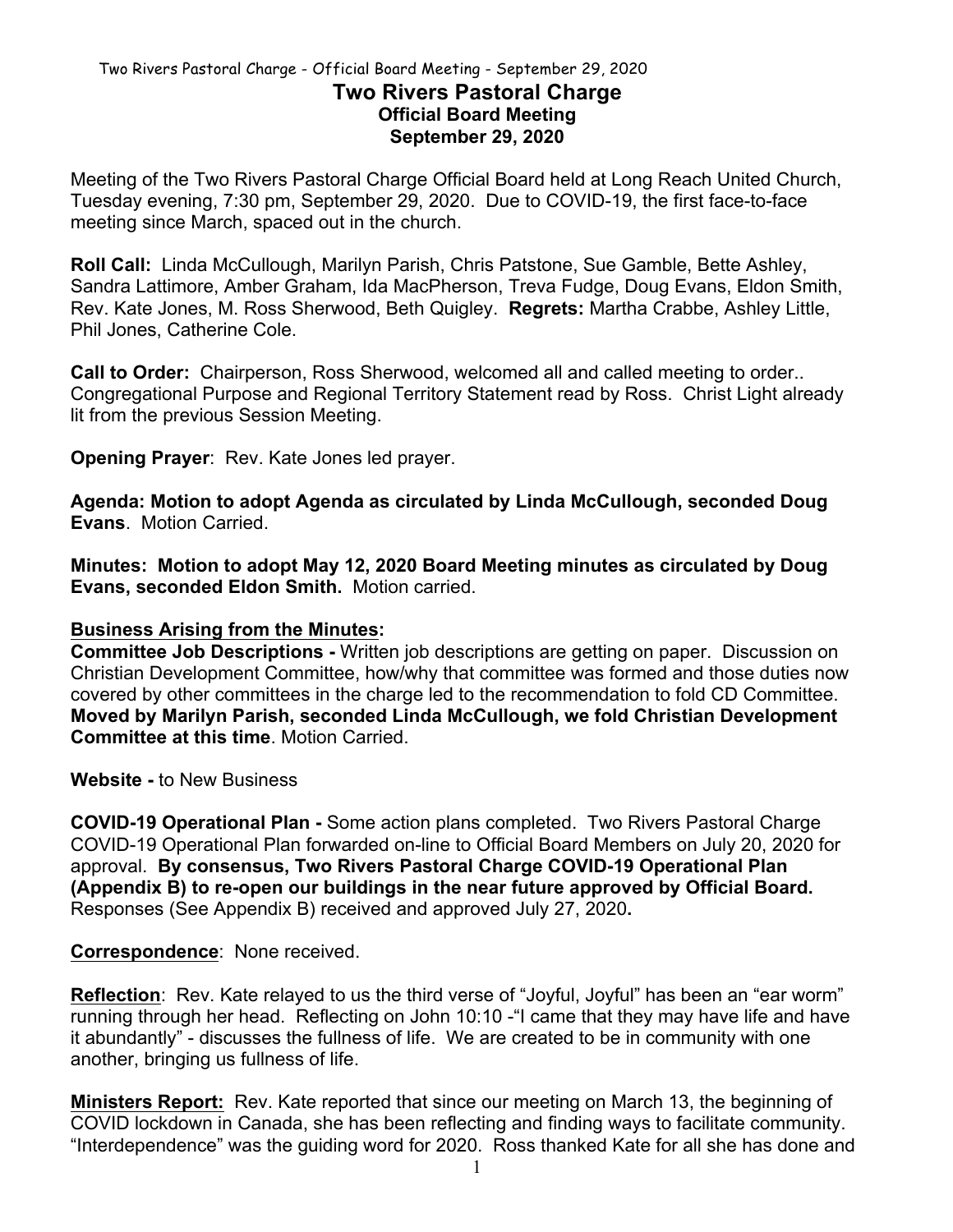# Two Rivers Pastoral Charge
## Official Board Meeting
## September 29, 2020

Meeting of the Two Rivers Pastoral Charge Official Board held at Long Reach United Church, Tuesday evening, 7:30 pm, September 29, 2020. Due to COVID-19, the first face-to-face meeting since March, spaced out in the church.

**Roll Call:** Linda McCullough, Marilyn Parish, Chris Patstone, Sue Gamble, Bette Ashley, Sandra Lattimore, Amber Graham, Ida MacPherson, Treva Fudge, Doug Evans, Eldon Smith, Rev. Kate Jones, M. Ross Sherwood, Beth Quigley. **Regrets:** Martha Crabbe, Ashley Little, Phil Jones, Catherine Cole.

**Call to Order:** Chairperson, Ross Sherwood, welcomed all and called meeting to order.. Congregational Purpose and Regional Territory Statement read by Ross. Christ Light already lit from the previous Session Meeting.

**Opening Prayer**: Rev. Kate Jones led prayer.

**Agenda: Motion to adopt Agenda as circulated by Linda McCullough, seconded Doug Evans**. Motion Carried.

**Minutes: Motion to adopt May 12, 2020 Board Meeting minutes as circulated by Doug Evans, seconded Eldon Smith.** Motion carried.

**Business Arising from the Minutes:**

**Committee Job Descriptions -** Written job descriptions are getting on paper. Discussion on Christian Development Committee, how/why that committee was formed and those duties now covered by other committees in the charge led to the recommendation to fold CD Committee. **Moved by Marilyn Parish, seconded Linda McCullough, we fold Christian Development Committee at this time**. Motion Carried.

**Website -** to New Business

**COVID-19 Operational Plan -** Some action plans completed. Two Rivers Pastoral Charge COVID-19 Operational Plan forwarded on-line to Official Board Members on July 20, 2020 for approval. **By consensus, Two Rivers Pastoral Charge COVID-19 Operational Plan (Appendix B) to re-open our buildings in the near future approved by Official Board.** Responses (See Appendix B) received and approved July 27, 2020**.**

**Correspondence**: None received.

**Reflection**: Rev. Kate relayed to us the third verse of "Joyful, Joyful" has been an "ear worm" running through her head. Reflecting on John 10:10 -"I came that they may have life and have it abundantly" - discusses the fullness of life. We are created to be in community with one another, bringing us fullness of life.

**Ministers Report:** Rev. Kate reported that since our meeting on March 13, the beginning of COVID lockdown in Canada, she has been reflecting and finding ways to facilitate community. "Interdependence" was the guiding word for 2020. Ross thanked Kate for all she has done and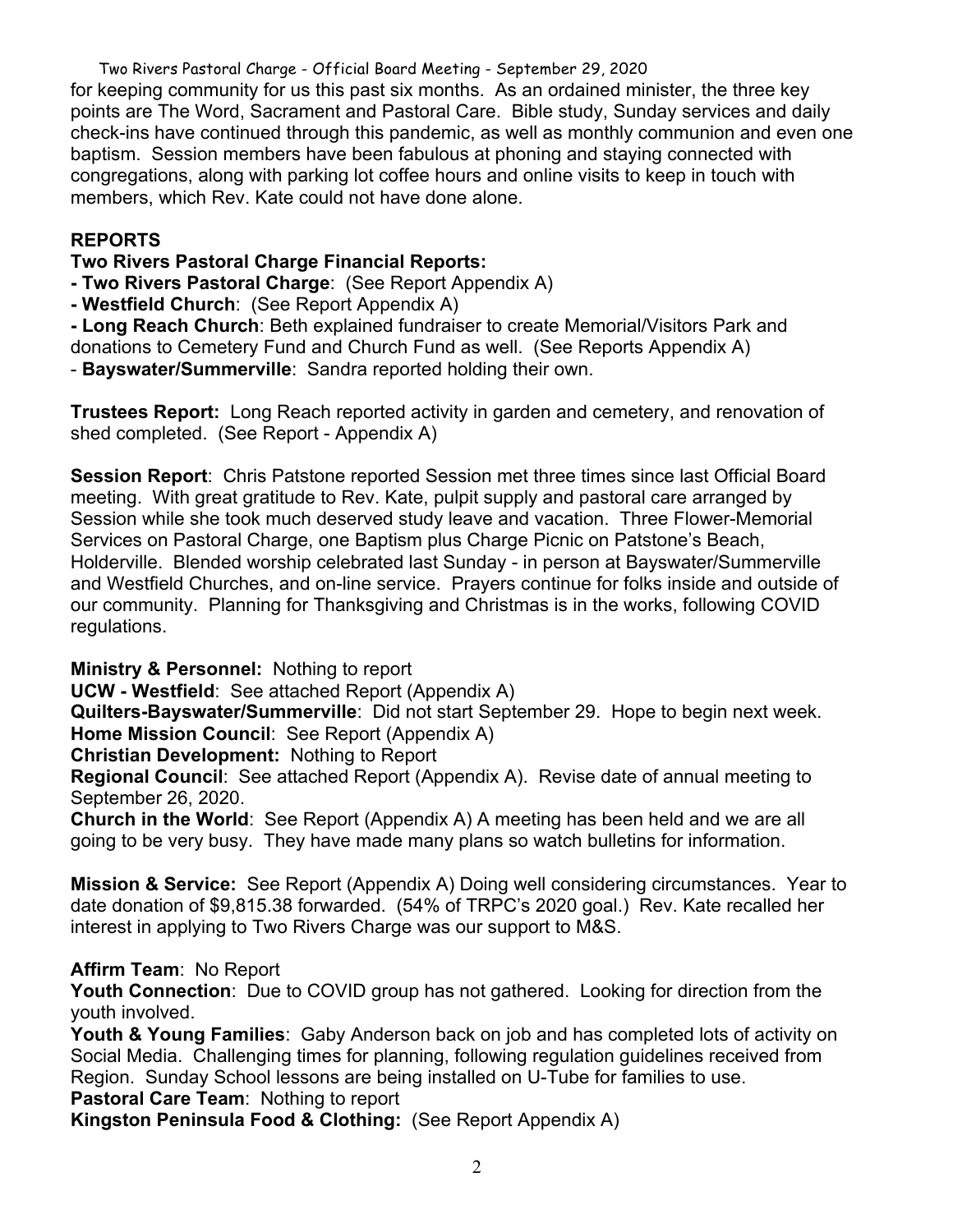for keeping community for us this past six months. As an ordained minister, the three key points are The Word, Sacrament and Pastoral Care. Bible study, Sunday services and daily check-ins have continued through this pandemic, as well as monthly communion and even one baptism. Session members have been fabulous at phoning and staying connected with congregations, along with parking lot coffee hours and online visits to keep in touch with members, which Rev. Kate could not have done alone.

## REPORTS

**Two Rivers Pastoral Charge Financial Reports:**

**- Two Rivers Pastoral Charge**: (See Report Appendix A)
**- Westfield Church**: (See Report Appendix A)
**- Long Reach Church**: Beth explained fundraiser to create Memorial/Visitors Park and donations to Cemetery Fund and Church Fund as well. (See Reports Appendix A)
- **Bayswater/Summerville**: Sandra reported holding their own.

**Trustees Report:** Long Reach reported activity in garden and cemetery, and renovation of shed completed. (See Report - Appendix A)

**Session Report**: Chris Patstone reported Session met three times since last Official Board meeting. With great gratitude to Rev. Kate, pulpit supply and pastoral care arranged by Session while she took much deserved study leave and vacation. Three Flower-Memorial Services on Pastoral Charge, one Baptism plus Charge Picnic on Patstone's Beach, Holderville. Blended worship celebrated last Sunday - in person at Bayswater/Summerville and Westfield Churches, and on-line service. Prayers continue for folks inside and outside of our community. Planning for Thanksgiving and Christmas is in the works, following COVID regulations.

**Ministry & Personnel:** Nothing to report
**UCW - Westfield**: See attached Report (Appendix A)
**Quilters-Bayswater/Summerville**: Did not start September 29. Hope to begin next week.
**Home Mission Council**: See Report (Appendix A)
**Christian Development:** Nothing to Report
**Regional Council**: See attached Report (Appendix A). Revise date of annual meeting to September 26, 2020.
**Church in the World**: See Report (Appendix A) A meeting has been held and we are all going to be very busy. They have made many plans so watch bulletins for information.

**Mission & Service:** See Report (Appendix A) Doing well considering circumstances. Year to date donation of $9,815.38 forwarded. (54% of TRPC's 2020 goal.) Rev. Kate recalled her interest in applying to Two Rivers Charge was our support to M&S.

**Affirm Team**: No Report
**Youth Connection**: Due to COVID group has not gathered. Looking for direction from the youth involved.
**Youth & Young Families**: Gaby Anderson back on job and has completed lots of activity on Social Media. Challenging times for planning, following regulation guidelines received from Region. Sunday School lessons are being installed on U-Tube for families to use.
**Pastoral Care Team**: Nothing to report
**Kingston Peninsula Food & Clothing:** (See Report Appendix A)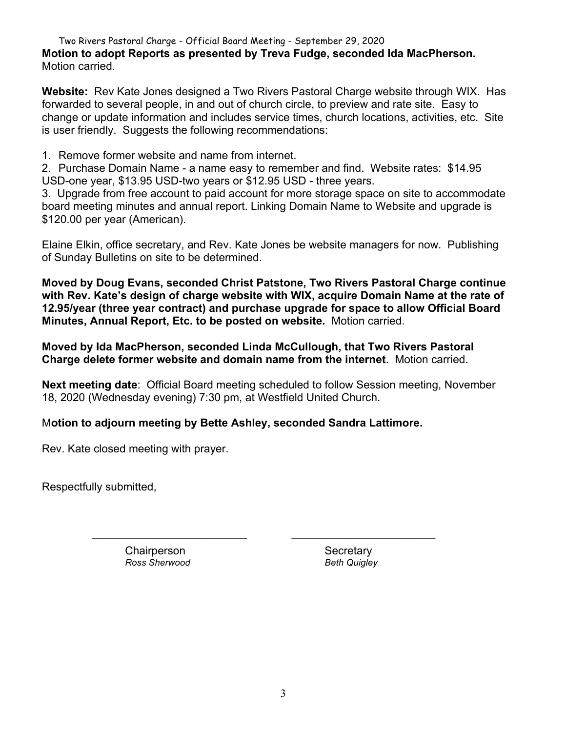**Motion to adopt Reports as presented by Treva Fudge, seconded Ida MacPherson.** Motion carried.

**Website:** Rev Kate Jones designed a Two Rivers Pastoral Charge website through WIX. Has forwarded to several people, in and out of church circle, to preview and rate site. Easy to change or update information and includes service times, church locations, activities, etc. Site is user friendly. Suggests the following recommendations:

1. Remove former website and name from internet.
2. Purchase Domain Name - a name easy to remember and find. Website rates: $14.95 USD-one year, $13.95 USD-two years or $12.95 USD - three years.
3. Upgrade from free account to paid account for more storage space on site to accommodate board meeting minutes and annual report. Linking Domain Name to Website and upgrade is $120.00 per year (American).

Elaine Elkin, office secretary, and Rev. Kate Jones be website managers for now. Publishing of Sunday Bulletins on site to be determined.

**Moved by Doug Evans, seconded Christ Patstone, Two Rivers Pastoral Charge continue with Rev. Kate's design of charge website with WIX, acquire Domain Name at the rate of 12.95/year (three year contract) and purchase upgrade for space to allow Official Board Minutes, Annual Report, Etc. to be posted on website.** Motion carried.

**Moved by Ida MacPherson, seconded Linda McCullough, that Two Rivers Pastoral Charge delete former website and domain name from the internet**. Motion carried.

**Next meeting date**: Official Board meeting scheduled to follow Session meeting, November 18, 2020 (Wednesday evening) 7:30 pm, at Westfield United Church.

M**otion to adjourn meeting by Bette Ashley, seconded Sandra Lattimore.**

Rev. Kate closed meeting with prayer.

Respectfully submitted,

\_\_\_\_\_\_\_\_\_\_\_\_\_\_\_\_\_\_\_\_\_\_\_\_\_\_ \_\_\_\_\_\_\_\_\_\_\_\_\_\_\_\_\_\_\_\_\_\_\_\_\_

Chairperson Secretary
*Ross Sherwood* *Beth Quigley*